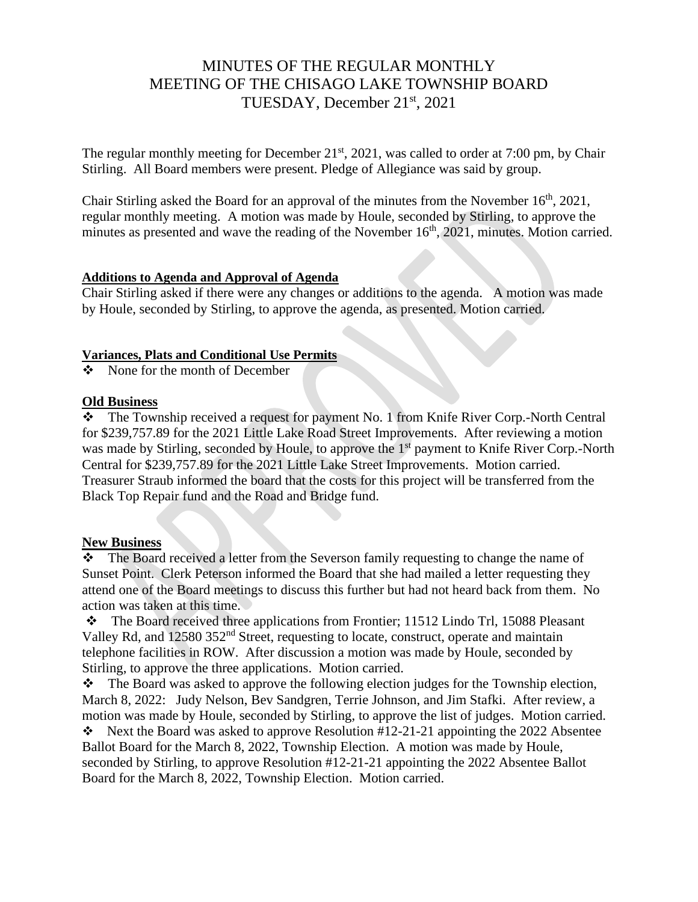# MINUTES OF THE REGULAR MONTHLY MEETING OF THE CHISAGO LAKE TOWNSHIP BOARD TUESDAY, December 21st, 2021

The regular monthly meeting for December 21st, 2021, was called to order at 7:00 pm, by Chair Stirling. All Board members were present. Pledge of Allegiance was said by group.

Chair Stirling asked the Board for an approval of the minutes from the November 16th, 2021, regular monthly meeting. A motion was made by Houle, seconded by Stirling, to approve the minutes as presented and wave the reading of the November 16th, 2021, minutes. Motion carried.

**Additions to Agenda and Approval of Agenda**

Chair Stirling asked if there were any changes or additions to the agenda. A motion was made by Houle, seconded by Stirling, to approve the agenda, as presented. Motion carried.

**Variances, Plats and Conditional Use Permits**

- None for the month of December

**Old Business**

- The Township received a request for payment No. 1 from Knife River Corp.-North Central for $239,757.89 for the 2021 Little Lake Road Street Improvements. After reviewing a motion was made by Stirling, seconded by Houle, to approve the 1st payment to Knife River Corp.-North Central for $239,757.89 for the 2021 Little Lake Street Improvements. Motion carried. Treasurer Straub informed the board that the costs for this project will be transferred from the Black Top Repair fund and the Road and Bridge fund.

**New Business**

- The Board received a letter from the Severson family requesting to change the name of Sunset Point. Clerk Peterson informed the Board that she had mailed a letter requesting they attend one of the Board meetings to discuss this further but had not heard back from them. No action was taken at this time.
- The Board received three applications from Frontier; 11512 Lindo Trl, 15088 Pleasant Valley Rd, and 12580 352nd Street, requesting to locate, construct, operate and maintain telephone facilities in ROW. After discussion a motion was made by Houle, seconded by Stirling, to approve the three applications. Motion carried.
- The Board was asked to approve the following election judges for the Township election, March 8, 2022: Judy Nelson, Bev Sandgren, Terrie Johnson, and Jim Stafki. After review, a motion was made by Houle, seconded by Stirling, to approve the list of judges. Motion carried.
- Next the Board was asked to approve Resolution #12-21-21 appointing the 2022 Absentee Ballot Board for the March 8, 2022, Township Election. A motion was made by Houle, seconded by Stirling, to approve Resolution #12-21-21 appointing the 2022 Absentee Ballot Board for the March 8, 2022, Township Election. Motion carried.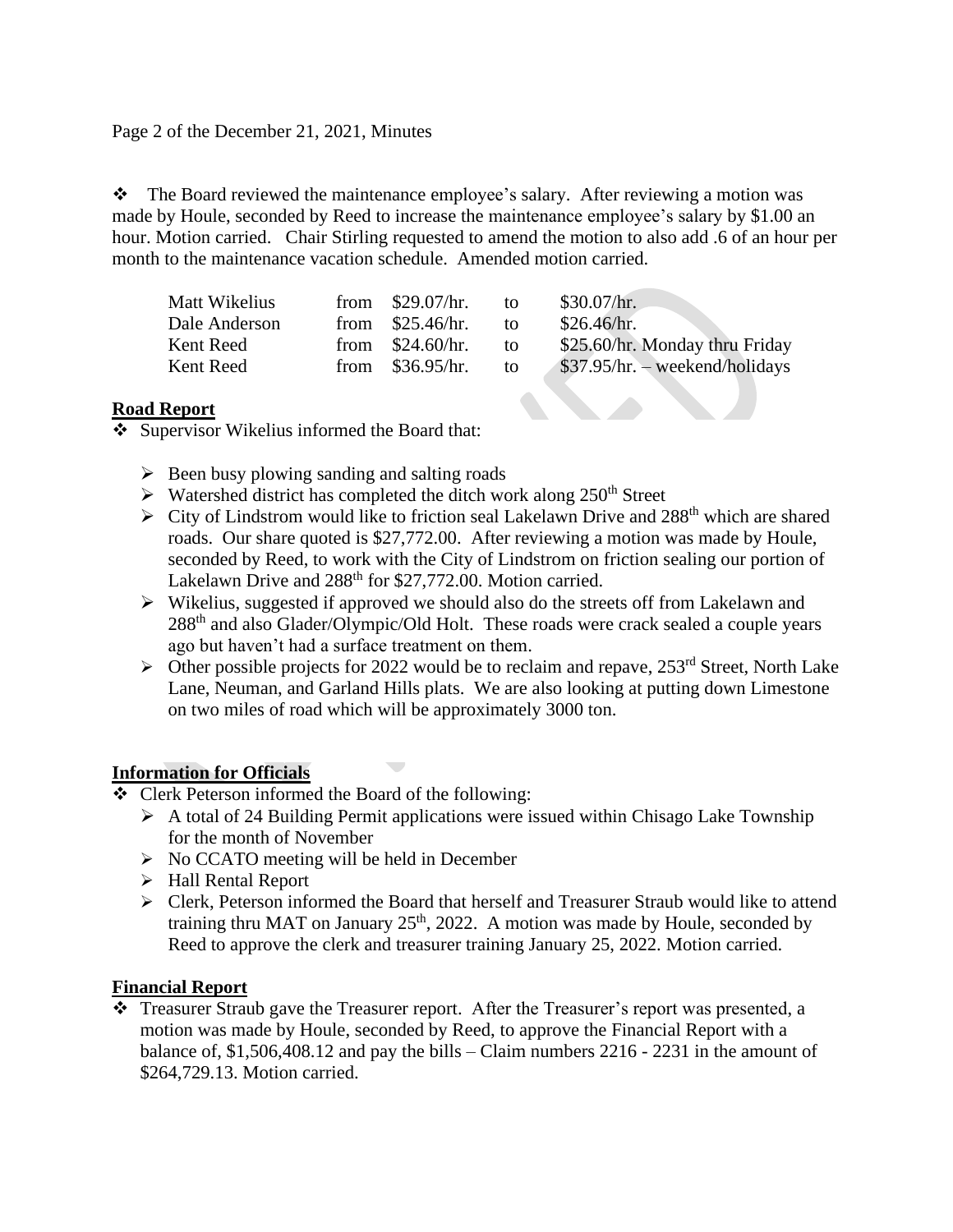Page 2 of the December 21, 2021, Minutes

- ❖ The Board reviewed the maintenance employee's salary. After reviewing a motion was made by Houle, seconded by Reed to increase the maintenance employee's salary by $1.00 an hour. Motion carried. Chair Stirling requested to amend the motion to also add .6 of an hour per month to the maintenance vacation schedule. Amended motion carried.

| | | | | |
|---|---|---|---|---|
| Matt Wikelius | from | $29.07/hr. | to | $30.07/hr. |
| Dale Anderson | from | $25.46/hr. | to | $26.46/hr. |
| Kent Reed | from | $24.60/hr. | to | $25.60/hr. Monday thru Friday |
| Kent Reed | from | $36.95/hr. | to | $37.95/hr. – weekend/holidays |

**Road Report**

- ❖ Supervisor Wikelius informed the Board that:
  - ➢ Been busy plowing sanding and salting roads
  - ➢ Watershed district has completed the ditch work along 250th Street
  - ➢ City of Lindstrom would like to friction seal Lakelawn Drive and 288th which are shared roads. Our share quoted is $27,772.00. After reviewing a motion was made by Houle, seconded by Reed, to work with the City of Lindstrom on friction sealing our portion of Lakelawn Drive and 288th for $27,772.00. Motion carried.
  - ➢ Wikelius, suggested if approved we should also do the streets off from Lakelawn and 288th and also Glader/Olympic/Old Holt. These roads were crack sealed a couple years ago but haven't had a surface treatment on them.
  - ➢ Other possible projects for 2022 would be to reclaim and repave, 253rd Street, North Lake Lane, Neuman, and Garland Hills plats. We are also looking at putting down Limestone on two miles of road which will be approximately 3000 ton.

**Information for Officials**

- ❖ Clerk Peterson informed the Board of the following:
  - ➢ A total of 24 Building Permit applications were issued within Chisago Lake Township for the month of November
  - ➢ No CCATO meeting will be held in December
  - ➢ Hall Rental Report
  - ➢ Clerk, Peterson informed the Board that herself and Treasurer Straub would like to attend training thru MAT on January 25th, 2022. A motion was made by Houle, seconded by Reed to approve the clerk and treasurer training January 25, 2022. Motion carried.

**Financial Report**

- ❖ Treasurer Straub gave the Treasurer report. After the Treasurer's report was presented, a motion was made by Houle, seconded by Reed, to approve the Financial Report with a balance of, $1,506,408.12 and pay the bills – Claim numbers 2216 - 2231 in the amount of $264,729.13. Motion carried.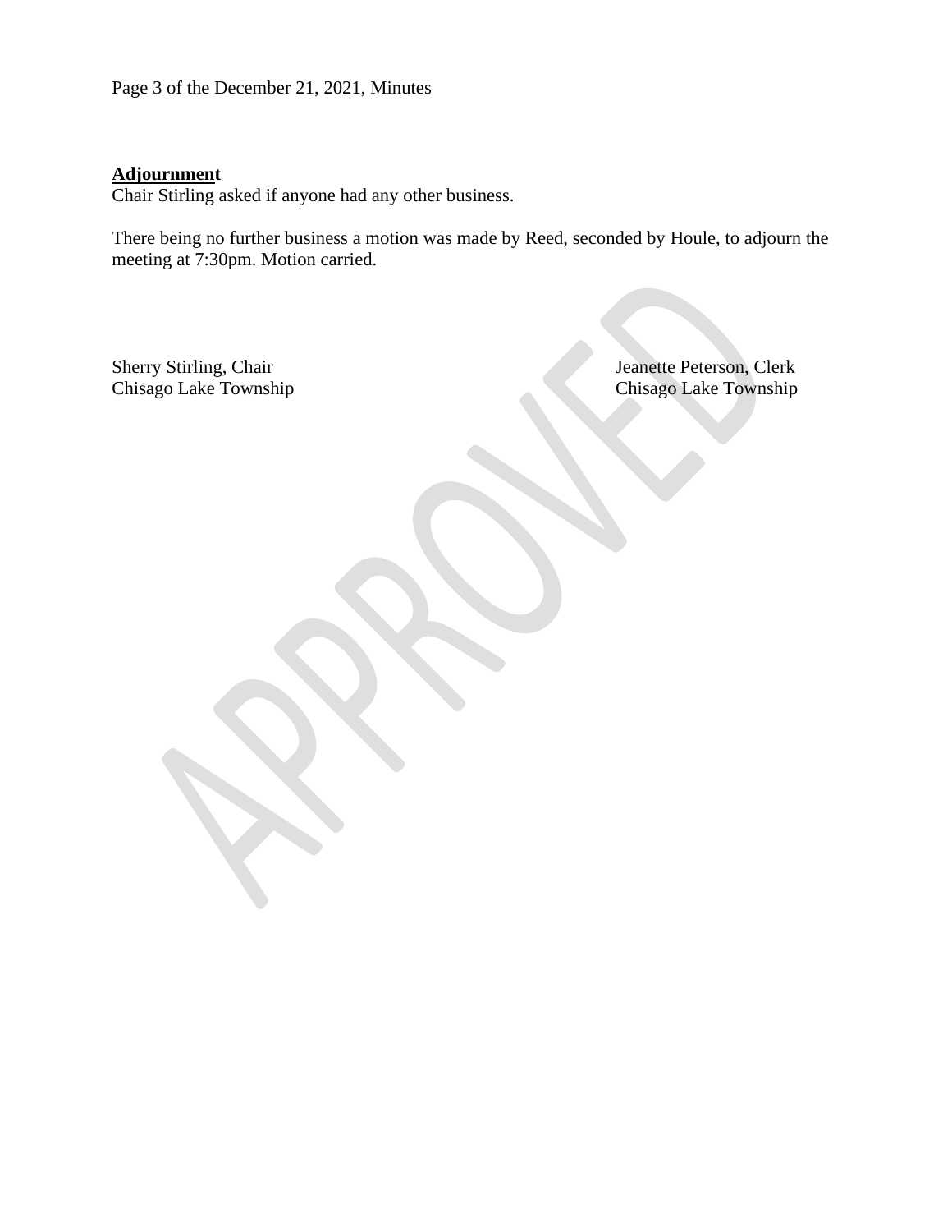**Adjournment**

Chair Stirling asked if anyone had any other business.

There being no further business a motion was made by Reed, seconded by Houle, to adjourn the meeting at 7:30pm. Motion carried.

Sherry Stirling, Chair
Chisago Lake Township

Jeanette Peterson, Clerk
Chisago Lake Township

APPROVED